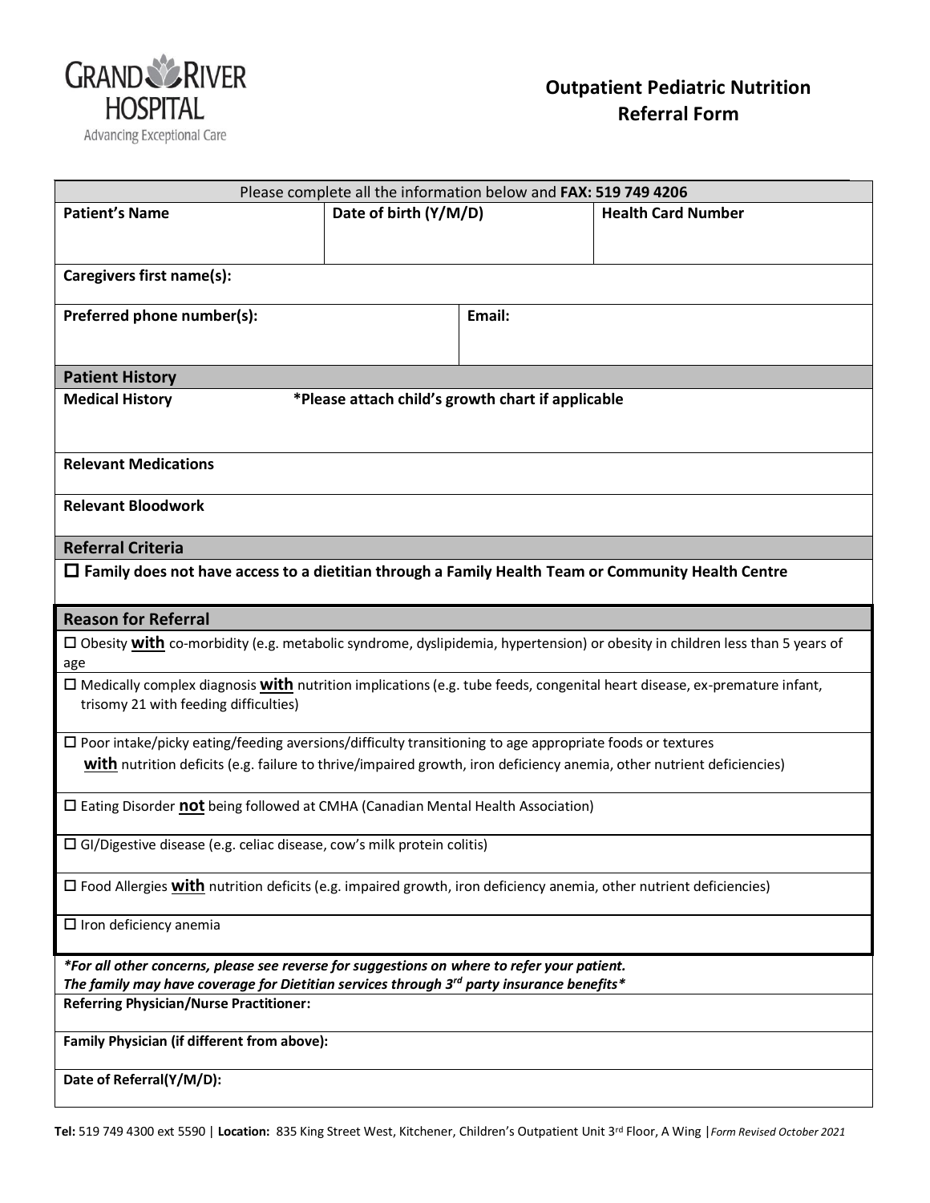GRAND RIVER HOSPITAL
Advancing Exceptional Care

# Outpatient Pediatric Nutrition Referral Form

Please complete all the information below and **FAX: 519 749 4206**

| **Patient's Name** | **Date of birth (Y/M/D)** | **Health Card Number** |
|---|---|---|
| | | |

**Caregivers first name(s):**

| **Preferred phone number(s):** | **Email:** |
|---|---|
| | |

## Patient History

**Medical History** **\*Please attach child's growth chart if applicable**

**Relevant Medications**

**Relevant Bloodwork**

## Referral Criteria

☐ **Family does not have access to a dietitian through a Family Health Team or Community Health Centre**

## Reason for Referral

☐ Obesity **with** co-morbidity (e.g. metabolic syndrome, dyslipidemia, hypertension) or obesity in children less than 5 years of age

☐ Medically complex diagnosis **with** nutrition implications (e.g. tube feeds, congenital heart disease, ex-premature infant, trisomy 21 with feeding difficulties)

☐ Poor intake/picky eating/feeding aversions/difficulty transitioning to age appropriate foods or textures **with** nutrition deficits (e.g. failure to thrive/impaired growth, iron deficiency anemia, other nutrient deficiencies)

☐ Eating Disorder **not** being followed at CMHA (Canadian Mental Health Association)

☐ GI/Digestive disease (e.g. celiac disease, cow's milk protein colitis)

☐ Food Allergies **with** nutrition deficits (e.g. impaired growth, iron deficiency anemia, other nutrient deficiencies)

☐ Iron deficiency anemia

***For all other concerns, please see reverse for suggestions on where to refer your patient.***
***The family may have coverage for Dietitian services through 3rd party insurance benefits***

**Referring Physician/Nurse Practitioner:**

**Family Physician (if different from above):**

**Date of Referral(Y/M/D):**

**Tel:** 519 749 4300 ext 5590 | **Location:** 835 King Street West, Kitchener, Children's Outpatient Unit 3rd Floor, A Wing | *Form Revised October 2021*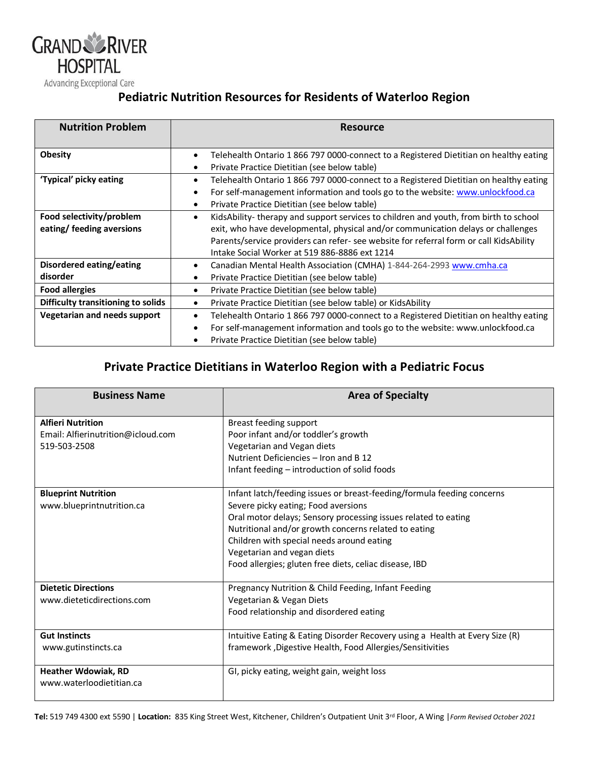GRAND RIVER HOSPITAL

Advancing Exceptional Care

## Pediatric Nutrition Resources for Residents of Waterloo Region

| Nutrition Problem | Resource |
|---|---|
| **Obesity** | • Telehealth Ontario 1 866 797 0000-connect to a Registered Dietitian on healthy eating<br>• Private Practice Dietitian (see below table) |
| **'Typical' picky eating** | • Telehealth Ontario 1 866 797 0000-connect to a Registered Dietitian on healthy eating<br>• For self-management information and tools go to the website: www.unlockfood.ca<br>• Private Practice Dietitian (see below table) |
| **Food selectivity/problem eating/ feeding aversions** | • KidsAbility- therapy and support services to children and youth, from birth to school exit, who have developmental, physical and/or communication delays or challenges Parents/service providers can refer- see website for referral form or call KidsAbility Intake Social Worker at 519 886-8886 ext 1214 |
| **Disordered eating/eating disorder** | • Canadian Mental Health Association (CMHA) 1-844-264-2993 www.cmha.ca<br>• Private Practice Dietitian (see below table) |
| **Food allergies** | • Private Practice Dietitian (see below table) |
| **Difficulty transitioning to solids** | • Private Practice Dietitian (see below table) or KidsAbility |
| **Vegetarian and needs support** | • Telehealth Ontario 1 866 797 0000-connect to a Registered Dietitian on healthy eating<br>• For self-management information and tools go to the website: www.unlockfood.ca<br>• Private Practice Dietitian (see below table) |

## Private Practice Dietitians in Waterloo Region with a Pediatric Focus

| Business Name | Area of Specialty |
|---|---|
| **Alfieri Nutrition**<br>Email: Alfierinutrition@icloud.com<br>519-503-2508 | Breast feeding support<br>Poor infant and/or toddler's growth<br>Vegetarian and Vegan diets<br>Nutrient Deficiencies – Iron and B 12<br>Infant feeding – introduction of solid foods |
| **Blueprint Nutrition**<br>www.blueprintnutrition.ca | Infant latch/feeding issues or breast-feeding/formula feeding concerns<br>Severe picky eating; Food aversions<br>Oral motor delays; Sensory processing issues related to eating<br>Nutritional and/or growth concerns related to eating<br>Children with special needs around eating<br>Vegetarian and vegan diets<br>Food allergies; gluten free diets, celiac disease, IBD |
| **Dietetic Directions**<br>www.dieteticdirections.com | Pregnancy Nutrition & Child Feeding, Infant Feeding<br>Vegetarian & Vegan Diets<br>Food relationship and disordered eating |
| **Gut Instincts**<br>www.gutinstincts.ca | Intuitive Eating & Eating Disorder Recovery using a Health at Every Size (R) framework ,Digestive Health, Food Allergies/Sensitivities |
| **Heather Wdowiak, RD**<br>www.waterloodietitian.ca | GI, picky eating, weight gain, weight loss |

**Tel:** 519 749 4300 ext 5590 | **Location:** 835 King Street West, Kitchener, Children's Outpatient Unit 3rd Floor, A Wing | *Form Revised October 2021*